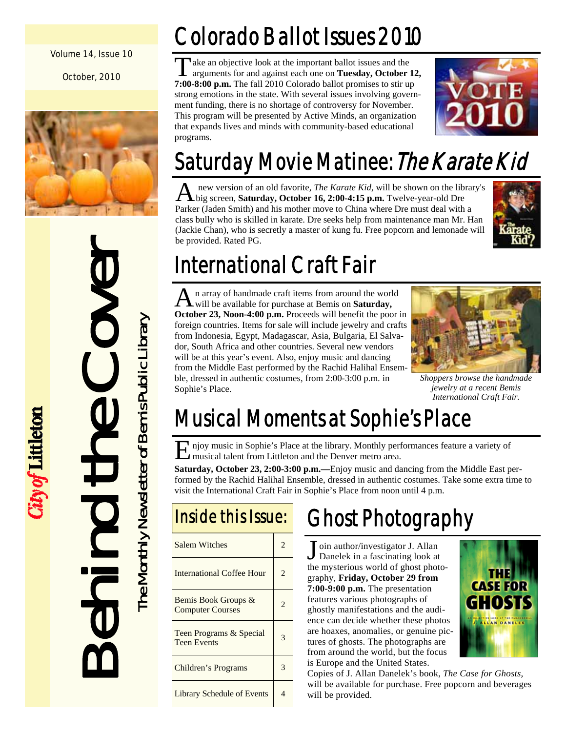Volume 14, Issue 10

October, 2010

# Behind the Cover

The Monthly Newsletter of Bemis Public Library

City of Littleton

## Colorado Ballot Issues 2010

Take an objective look at the important ballot issues and the arguments for and against each one on **Tuesday, October 12, 7:00-8:00 p.m.** The fall 2010 Colorado ballot promises to stir up strong emotions in the state. With several issues involving government funding, there is no shortage of controversy for November. This program will be presented by Active Minds, an organization that expands lives and minds with community-based educational programs.

## Saturday Movie Matinee: *The Karate Kid*

A new version of an old favorite, *The Karate Kid*, will be shown on the library's big screen, **Saturday, October 16, 2:00-4:15 p.m.** Twelve-year-old Dre Parker (Jaden Smith) and his mother move to China where Dre must deal with a class bully who is skilled in karate. Dre seeks help from maintenance man Mr. Han (Jackie Chan), who is secretly a master of kung fu. Free popcorn and lemonade will be provided. Rated PG.

## International Craft Fair

An array of handmade craft items from around the world will be available for purchase at Bemis on **Saturday, October 23, Noon-4:00 p.m.** Proceeds will benefit the poor in foreign countries. Items for sale will include jewelry and crafts from Indonesia, Egypt, Madagascar, Asia, Bulgaria, El Salvador, South Africa and other countries. Several new vendors will be at this year's event. Also, enjoy music and dancing from the Middle East performed by the Rachid Halihal Ensemble, dressed in authentic costumes, from 2:00-3:00 p.m. in Sophie's Place.

*Shoppers browse the handmade jewelry at a recent Bemis International Craft Fair.*

## Musical Moments at Sophie's Place

Enjoy music in Sophie's Place at the library. Monthly performances feature a variety of musical talent from Littleton and the Denver metro area.

**Saturday, October 23, 2:00-3:00 p.m.—**Enjoy music and dancing from the Middle East performed by the Rachid Halihal Ensemble, dressed in authentic costumes. Take some extra time to visit the International Craft Fair in Sophie's Place from noon until 4 p.m.

## Inside this Issue:

| Inside this Issue: | |
|---|---|
| Salem Witches | 2 |
| International Coffee Hour | 2 |
| Bemis Book Groups & Computer Courses | 2 |
| Teen Programs & Special Teen Events | 3 |
| Children's Programs | 3 |
| Library Schedule of Events | 4 |

## Ghost Photography

Join author/investigator J. Allan Danelek in a fascinating look at the mysterious world of ghost photography, **Friday, October 29 from 7:00-9:00 p.m.** The presentation features various photographs of ghostly manifestations and the audience can decide whether these photos are hoaxes, anomalies, or genuine pictures of ghosts. The photographs are from around the world, but the focus is Europe and the United States. Copies of J. Allan Danelek's book, *The Case for Ghosts*, will be available for purchase. Free popcorn and beverages will be provided.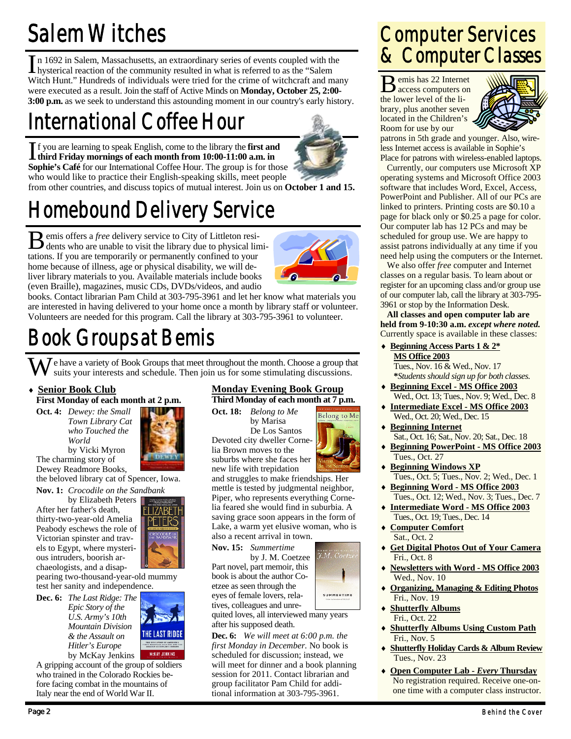# Salem Witches

In 1692 in Salem, Massachusetts, an extraordinary series of events coupled with the hysterical reaction of the community resulted in what is referred to as the "Salem Witch Hunt." Hundreds of individuals were tried for the crime of witchcraft and many were executed as a result. Join the staff of Active Minds on **Monday, October 25, 2:00-3:00 p.m.** as we seek to understand this astounding moment in our country's early history.

# International Coffee Hour

If you are learning to speak English, come to the library the **first and third Friday mornings of each month from 10:00-11:00 a.m. in Sophie's Café** for our International Coffee Hour. The group is for those who would like to practice their English-speaking skills, meet people from other countries, and discuss topics of mutual interest. Join us on **October 1 and 15.**

# Homebound Delivery Service

Bemis offers a *free* delivery service to City of Littleton residents who are unable to visit the library due to physical limitations. If you are temporarily or permanently confined to your home because of illness, age or physical disability, we will deliver library materials to you. Available materials include books (even Braille), magazines, music CDs, DVDs/videos, and audio books. Contact librarian Pam Child at 303-795-3961 and let her know what materials you are interested in having delivered to your home once a month by library staff or volunteer. Volunteers are needed for this program. Call the library at 303-795-3961 to volunteer.

# Book Groups at Bemis

We have a variety of Book Groups that meet throughout the month. Choose a group that suits your interests and schedule. Then join us for some stimulating discussions.

- **Senior Book Club**
  **First Monday of each month at 2 p.m.**

**Oct. 4:** *Dewey: the Small Town Library Cat who Touched the World* by Vicki Myron
The charming story of Dewey Readmore Books, the beloved library cat of Spencer, Iowa.

**Nov. 1:** *Crocodile on the Sandbank* by Elizabeth Peters
After her father's death, thirty-two-year-old Amelia Peabody eschews the role of Victorian spinster and travels to Egypt, where mysterious intruders, boorish archaeologists, and a disappearing two-thousand-year-old mummy test her sanity and independence.

**Dec. 6:** *The Last Ridge: The Epic Story of the U.S. Army's 10th Mountain Division & the Assault on Hitler's Europe* by McKay Jenkins
A gripping account of the group of soldiers who trained in the Colorado Rockies before facing combat in the mountains of Italy near the end of World War II.

**Monday Evening Book Group**
**Third Monday of each month at 7 p.m.**

**Oct. 18:** *Belong to Me* by Marisa De Los Santos
Devoted city dweller Cornelia Brown moves to the suburbs where she faces her new life with trepidation and struggles to make friendships. Her mettle is tested by judgmental neighbor, Piper, who represents everything Cornelia feared she would find in suburbia. A saving grace soon appears in the form of Lake, a warm yet elusive woman, who is also a recent arrival in town.

**Nov. 15:** *Summertime* by J. M. Coetzee
Part novel, part memoir, this book is about the author Coetzee as seen through the eyes of female lovers, relatives, colleagues and unrequited loves, all interviewed many years after his supposed death.

**Dec. 6:** *We will meet at 6:00 p.m. the first Monday in December.* No book is scheduled for discussion; instead, we will meet for dinner and a book planning session for 2011. Contact librarian and group facilitator Pam Child for additional information at 303-795-3961.

# Computer Services & Computer Classes

Bemis has 22 Internet access computers on the lower level of the library, plus another seven located in the Children's Room for use by our patrons in 5th grade and younger. Also, wireless Internet access is available in Sophie's Place for patrons with wireless-enabled laptops.

Currently, our computers use Microsoft XP operating systems and Microsoft Office 2003 software that includes Word, Excel, Access, PowerPoint and Publisher. All of our PCs are linked to printers. Printing costs are $0.10 a page for black only or $0.25 a page for color. Our computer lab has 12 PCs and may be scheduled for group use. We are happy to assist patrons individually at any time if you need help using the computers or the Internet.

We also offer *free* computer and Internet classes on a regular basis. To learn about or register for an upcoming class and/or group use of our computer lab, call the library at 303-795-3961 or stop by the Information Desk.

**All classes and open computer lab are held from 9-10:30 a.m.** ***except where noted.*** Currently space is available in these classes:

- **Beginning Access Parts 1 & 2* MS Office 2003**
  Tues., Nov. 16 & Wed., Nov. 17
  **Students should sign up for both classes.*
- **Beginning Excel - MS Office 2003**
  Wed., Oct. 13; Tues., Nov. 9; Wed., Dec. 8
- **Intermediate Excel - MS Office 2003**
  Wed., Oct. 20; Wed., Dec. 15
- **Beginning Internet**
  Sat., Oct. 16; Sat., Nov. 20; Sat., Dec. 18
- **Beginning PowerPoint - MS Office 2003**
  Tues., Oct. 27
- **Beginning Windows XP**
  Tues., Oct. 5; Tues., Nov. 2; Wed., Dec. 1
- **Beginning Word - MS Office 2003**
  Tues., Oct. 12; Wed., Nov. 3; Tues., Dec. 7
- **Intermediate Word - MS Office 2003**
  Tues., Oct. 19; Tues., Dec. 14
- **Computer Comfort**
  Sat., Oct. 2
- **Get Digital Photos Out of Your Camera**
  Fri., Oct. 8
- **Newsletters with Word - MS Office 2003**
  Wed., Nov. 10
- **Organizing, Managing & Editing Photos**
  Fri., Nov. 19
- **Shutterfly Albums**
  Fri., Oct. 22
- **Shutterfly Albums Using Custom Path**
  Fri., Nov. 5
- **Shutterfly Holiday Cards & Album Review**
  Tues., Nov. 23
- **Open Computer Lab - *Every* Thursday**
  No registration required. Receive one-on-one time with a computer class instructor.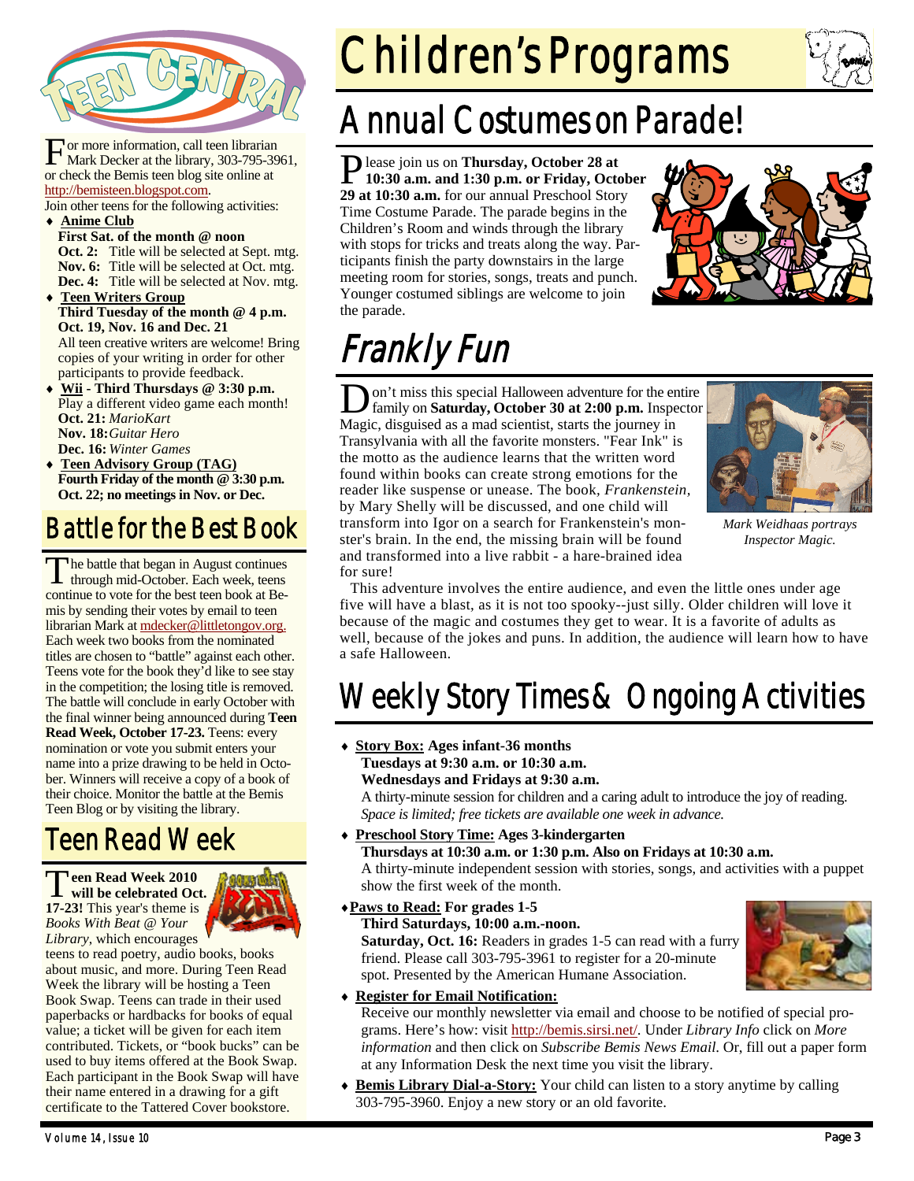# Teen Central

For more information, call teen librarian Mark Decker at the library, 303-795-3961, or check the Bemis teen blog site online at http://bemisteen.blogspot.com.

Join other teens for the following activities:

- **Anime Club**
  **First Sat. of the month @ noon**
  **Oct. 2:** Title will be selected at Sept. mtg.
  **Nov. 6:** Title will be selected at Oct. mtg.
  **Dec. 4:** Title will be selected at Nov. mtg.
- **Teen Writers Group**
  **Third Tuesday of the month @ 4 p.m.**
  **Oct. 19, Nov. 16 and Dec. 21**
  All teen creative writers are welcome! Bring copies of your writing in order for other participants to provide feedback.
- **Wii - Third Thursdays @ 3:30 p.m.**
  Play a different video game each month!
  **Oct. 21:** *MarioKart*
  **Nov. 18:** *Guitar Hero*
  **Dec. 16:** *Winter Games*
- **Teen Advisory Group (TAG)**
  **Fourth Friday of the month @ 3:30 p.m.**
  **Oct. 22; no meetings in Nov. or Dec.**

## Battle for the Best Book

The battle that began in August continues through mid-October. Each week, teens continue to vote for the best teen book at Bemis by sending their votes by email to teen librarian Mark at mdecker@littletongov.org. Each week two books from the nominated titles are chosen to "battle" against each other. Teens vote for the book they'd like to see stay in the competition; the losing title is removed. The battle will conclude in early October with the final winner being announced during **Teen Read Week, October 17-23.** Teens: every nomination or vote you submit enters your name into a prize drawing to be held in October. Winners will receive a copy of a book of their choice. Monitor the battle at the Bemis Teen Blog or by visiting the library.

## Teen Read Week

**Teen Read Week 2010 will be celebrated Oct. 17-23!** This year's theme is *Books With Beat @ Your Library*, which encourages teens to read poetry, audio books, books about music, and more. During Teen Read Week the library will be hosting a Teen Book Swap. Teens can trade in their used paperbacks or hardbacks for books of equal value; a ticket will be given for each item contributed. Tickets, or "book bucks" can be used to buy items offered at the Book Swap. Each participant in the Book Swap will have their name entered in a drawing for a gift certificate to the Tattered Cover bookstore.

# Children's Programs

## Annual Costumes on Parade!

Please join us on **Thursday, October 28 at 10:30 a.m. and 1:30 p.m. or Friday, October 29 at 10:30 a.m.** for our annual Preschool Story Time Costume Parade. The parade begins in the Children's Room and winds through the library with stops for tricks and treats along the way. Participants finish the party downstairs in the large meeting room for stories, songs, treats and punch. Younger costumed siblings are welcome to join the parade.

## Frankly Fun

Don't miss this special Halloween adventure for the entire family on **Saturday, October 30 at 2:00 p.m.** Inspector Magic, disguised as a mad scientist, starts the journey in Transylvania with all the favorite monsters. "Fear Ink" is the motto as the audience learns that the written word found within books can create strong emotions for the reader like suspense or unease. The book, *Frankenstein*, by Mary Shelly will be discussed, and one child will transform into Igor on a search for Frankenstein's monster's brain. In the end, the missing brain will be found and transformed into a live rabbit - a hare-brained idea for sure!

*Mark Weidhaas portrays Inspector Magic.*

This adventure involves the entire audience, and even the little ones under age five will have a blast, as it is not too spooky--just silly. Older children will love it because of the magic and costumes they get to wear. It is a favorite of adults as well, because of the jokes and puns. In addition, the audience will learn how to have a safe Halloween.

## Weekly Story Times & Ongoing Activities

- **Story Box: Ages infant-36 months**
  **Tuesdays at 9:30 a.m. or 10:30 a.m.**
  **Wednesdays and Fridays at 9:30 a.m.**
  A thirty-minute session for children and a caring adult to introduce the joy of reading. *Space is limited; free tickets are available one week in advance.*
- **Preschool Story Time: Ages 3-kindergarten**
  **Thursdays at 10:30 a.m. or 1:30 p.m. Also on Fridays at 10:30 a.m.**
  A thirty-minute independent session with stories, songs, and activities with a puppet show the first week of the month.
- **Paws to Read: For grades 1-5**
  **Third Saturdays, 10:00 a.m.-noon.**
  **Saturday, Oct. 16:** Readers in grades 1-5 can read with a furry friend. Please call 303-795-3961 to register for a 20-minute spot. Presented by the American Humane Association.
- **Register for Email Notification:**
  Receive our monthly newsletter via email and choose to be notified of special programs. Here's how: visit http://bemis.sirsi.net/. Under *Library Info* click on *More information* and then click on *Subscribe Bemis News Email.* Or, fill out a paper form at any Information Desk the next time you visit the library.
- **Bemis Library Dial-a-Story:** Your child can listen to a story anytime by calling 303-795-3960. Enjoy a new story or an old favorite.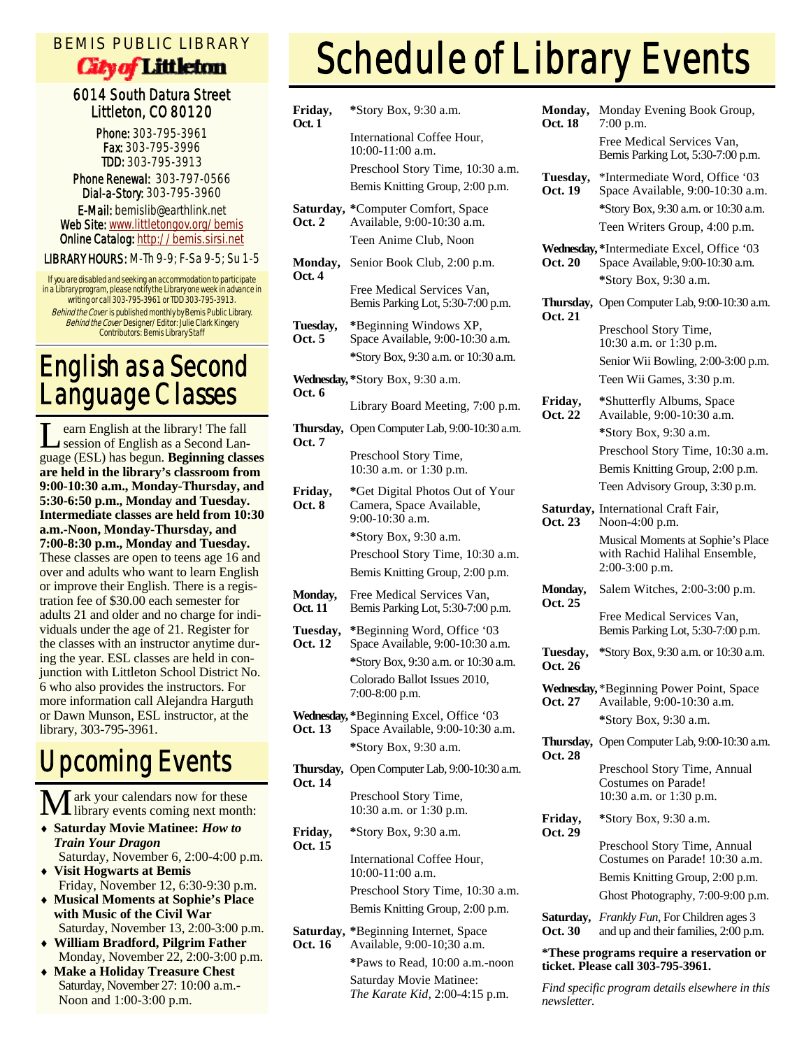BEMIS PUBLIC LIBRARY

City of Littleton

6014 South Datura Street
Littleton, CO 80120

Phone: 303-795-3961
Fax: 303-795-3996
TDD: 303-795-3913
Phone Renewal: 303-797-0566
Dial-a-Story: 303-795-3960
E-Mail: bemislib@earthlink.net
Web Site: www.littletongov.org/bemis
Online Catalog: http://bemis.sirsi.net

LIBRARY HOURS: M-Th 9-9; F-Sa 9-5; Su 1-5

If you are disabled and seeking an accommodation to participate in a Library program, please notify the Library one week in advance in writing or call 303-795-3961 or TDD 303-795-3913.
*Behind the Cover* is published monthly by Bemis Public Library.
*Behind the Cover* Designer/Editor: Julie Clark Kingery
Contributors: Bemis Library Staff

# English as a Second Language Classes

Learn English at the library! The fall session of English as a Second Language (ESL) has begun. **Beginning classes are held in the library's classroom from 9:00-10:30 a.m., Monday-Thursday, and 5:30-6:50 p.m., Monday and Tuesday. Intermediate classes are held from 10:30 a.m.-Noon, Monday-Thursday, and 7:00-8:30 p.m., Monday and Tuesday.** These classes are open to teens age 16 and over and adults who want to learn English or improve their English. There is a registration fee of $30.00 each semester for adults 21 and older and no charge for individuals under the age of 21. Register for the classes with an instructor anytime during the year. ESL classes are held in conjunction with Littleton School District No. 6 who also provides the instructors. For more information call Alejandra Harguth or Dawn Munson, ESL instructor, at the library, 303-795-3961.

# Upcoming Events

Mark your calendars now for these library events coming next month:

- **Saturday Movie Matinee: *How to Train Your Dragon***
  Saturday, November 6, 2:00-4:00 p.m.
- **Visit Hogwarts at Bemis**
  Friday, November 12, 6:30-9:30 p.m.
- **Musical Moments at Sophie's Place with Music of the Civil War**
  Saturday, November 13, 2:00-3:00 p.m.
- **William Bradford, Pilgrim Father**
  Monday, November 22, 2:00-3:00 p.m.
- **Make a Holiday Treasure Chest**
  Saturday, November 27: 10:00 a.m.-Noon and 1:00-3:00 p.m.

# Schedule of Library Events

**Friday, Oct. 1**
- *Story Box, 9:30 a.m.
- International Coffee Hour, 10:00-11:00 a.m.
- Preschool Story Time, 10:30 a.m.
- Bemis Knitting Group, 2:00 p.m.

**Saturday, Oct. 2**
- *Computer Comfort, Space Available, 9:00-10:30 a.m.
- Teen Anime Club, Noon

**Monday, Oct. 4**
- Senior Book Club, 2:00 p.m.
- Free Medical Services Van, Bemis Parking Lot, 5:30-7:00 p.m.

**Tuesday, Oct. 5**
- *Beginning Windows XP, Space Available, 9:00-10:30 a.m.
- *Story Box, 9:30 a.m. or 10:30 a.m.

**Wednesday, Oct. 6**
- *Story Box, 9:30 a.m.
- Library Board Meeting, 7:00 p.m.

**Thursday, Oct. 7**
- Open Computer Lab, 9:00-10:30 a.m.
- Preschool Story Time, 10:30 a.m. or 1:30 p.m.

**Friday, Oct. 8**
- *Get Digital Photos Out of Your Camera, Space Available, 9:00-10:30 a.m.
- *Story Box, 9:30 a.m.
- Preschool Story Time, 10:30 a.m.
- Bemis Knitting Group, 2:00 p.m.

**Monday, Oct. 11**
- Free Medical Services Van, Bemis Parking Lot, 5:30-7:00 p.m.

**Tuesday, Oct. 12**
- *Beginning Word, Office '03 Space Available, 9:00-10:30 a.m.
- *Story Box, 9:30 a.m. or 10:30 a.m.
- Colorado Ballot Issues 2010, 7:00-8:00 p.m.

**Wednesday, Oct. 13**
- *Beginning Excel, Office '03 Space Available, 9:00-10:30 a.m.
- *Story Box, 9:30 a.m.

**Thursday, Oct. 14**
- Open Computer Lab, 9:00-10:30 a.m.
- Preschool Story Time, 10:30 a.m. or 1:30 p.m.

**Friday, Oct. 15**
- *Story Box, 9:30 a.m.
- International Coffee Hour, 10:00-11:00 a.m.
- Preschool Story Time, 10:30 a.m.
- Bemis Knitting Group, 2:00 p.m.

**Saturday, Oct. 16**
- *Beginning Internet, Space Available, 9:00-10;30 a.m.
- *Paws to Read, 10:00 a.m.-noon
- Saturday Movie Matinee: *The Karate Kid*, 2:00-4:15 p.m.

**Monday, Oct. 18**
- Monday Evening Book Group, 7:00 p.m.
- Free Medical Services Van, Bemis Parking Lot, 5:30-7:00 p.m.

**Tuesday, Oct. 19**
- *Intermediate Word, Office '03 Space Available, 9:00-10:30 a.m.
- *Story Box, 9:30 a.m. or 10:30 a.m.
- Teen Writers Group, 4:00 p.m.

**Wednesday, Oct. 20**
- *Intermediate Excel, Office '03 Space Available, 9:00-10:30 a.m.
- *Story Box, 9:30 a.m.

**Thursday, Oct. 21**
- Open Computer Lab, 9:00-10:30 a.m.
- Preschool Story Time, 10:30 a.m. or 1:30 p.m.
- Senior Wii Bowling, 2:00-3:00 p.m.
- Teen Wii Games, 3:30 p.m.

**Friday, Oct. 22**
- *Shutterfly Albums, Space Available, 9:00-10:30 a.m.
- *Story Box, 9:30 a.m.
- Preschool Story Time, 10:30 a.m.
- Bemis Knitting Group, 2:00 p.m.
- Teen Advisory Group, 3:30 p.m.

**Saturday, Oct. 23**
- International Craft Fair, Noon-4:00 p.m.
- Musical Moments at Sophie's Place with Rachid Halihal Ensemble, 2:00-3:00 p.m.

**Monday, Oct. 25**
- Salem Witches, 2:00-3:00 p.m.
- Free Medical Services Van, Bemis Parking Lot, 5:30-7:00 p.m.

**Tuesday, Oct. 26**
- *Story Box, 9:30 a.m. or 10:30 a.m.

**Wednesday, Oct. 27**
- *Beginning Power Point, Space Available, 9:00-10:30 a.m.
- *Story Box, 9:30 a.m.

**Thursday, Oct. 28**
- Open Computer Lab, 9:00-10:30 a.m.
- Preschool Story Time, Annual Costumes on Parade! 10:30 a.m. or 1:30 p.m.

**Friday, Oct. 29**
- *Story Box, 9:30 a.m.
- Preschool Story Time, Annual Costumes on Parade! 10:30 a.m.
- Bemis Knitting Group, 2:00 p.m.
- Ghost Photography, 7:00-9:00 p.m.

**Saturday, Oct. 30**
- *Frankly Fun*, For Children ages 3 and up and their families, 2:00 p.m.

**\*These programs require a reservation or ticket. Please call 303-795-3961.**

*Find specific program details elsewhere in this newsletter.*